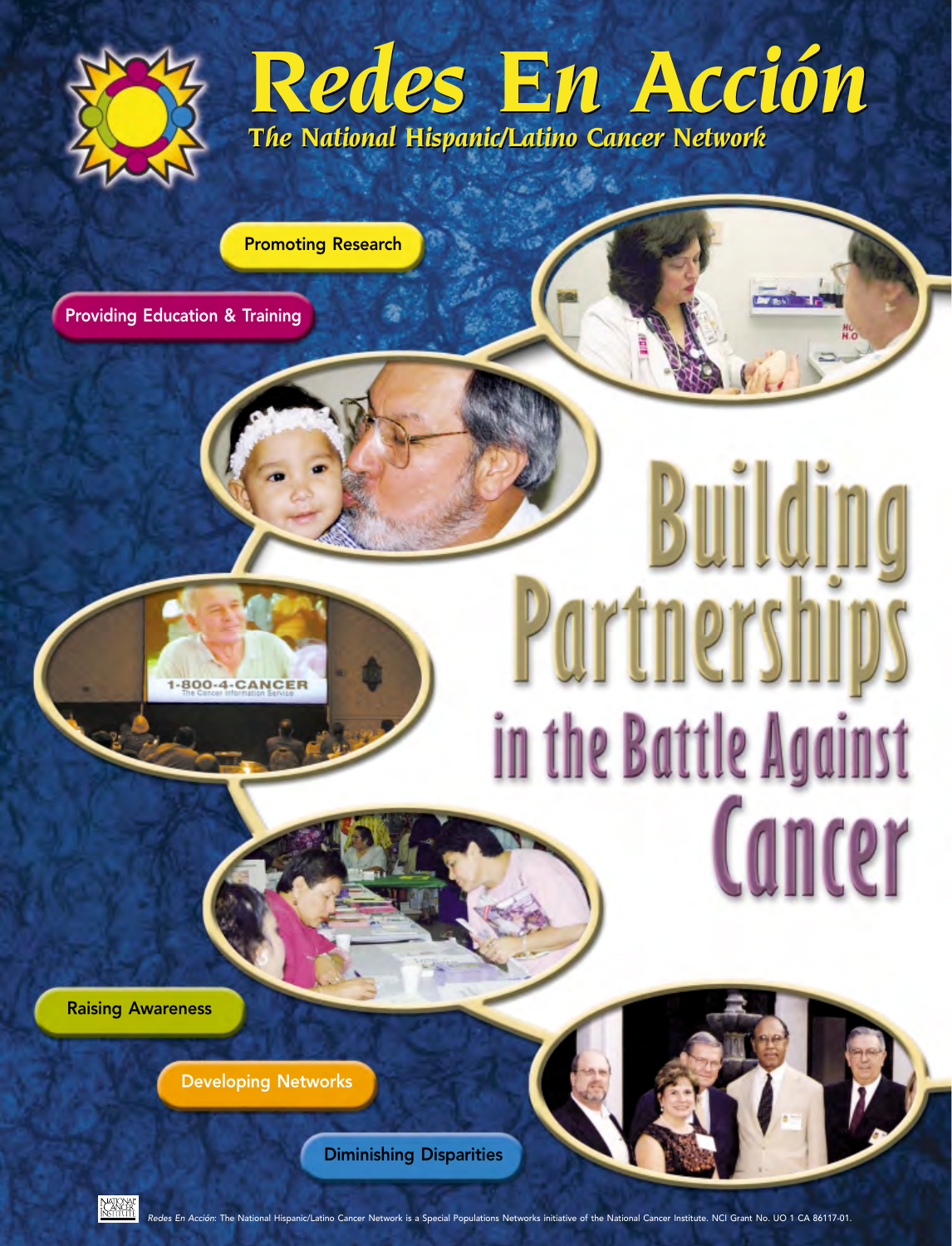# Redes En Acción

## The National Hispanic/Latino Cancer Network

Promoting Research

Providing Education & Training

# Building Partnerships in the Battle Against Cancer

Raising Awareness

Developing Networks

Diminishing Disparities

*Redes En Acción*: The National Hispanic/Latino Cancer Network is a Special Populations Networks initiative of the National Cancer Institute. NCI Grant No. UO 1 CA 86117-01.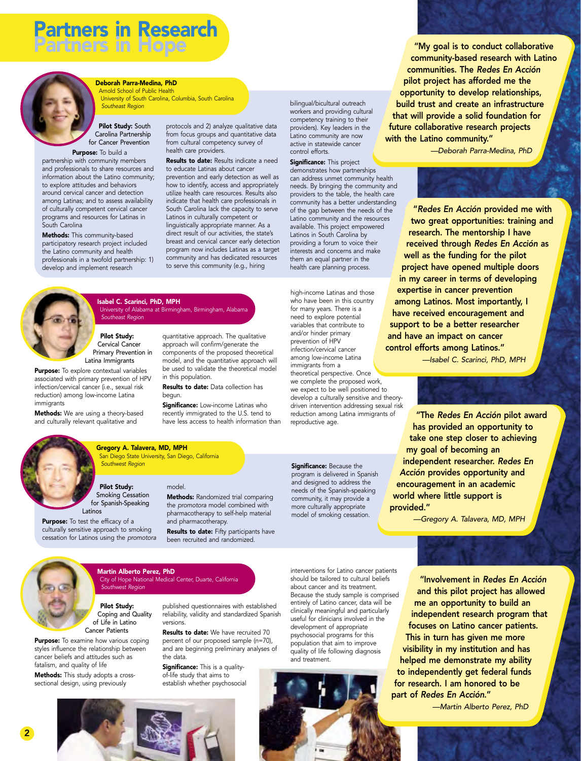# Partners in Research
# Partners in Hope

## Deborah Parra-Medina, PhD

Arnold School of Public Health
University of South Carolina, Columbia, South Carolina
*Southeast Region*

**Pilot Study:** South Carolina Partnership for Cancer Prevention

**Purpose:** To build a partnership with community members and professionals to share resources and information about the Latino community; to explore attitudes and behaviors around cervical cancer and detection among Latinas; and to assess availability of culturally competent cervical cancer programs and resources for Latinas in South Carolina

**Methods:** This community-based participatory research project included the Latino community and health professionals in a twofold partnership: 1) develop and implement research protocols and 2) analyze qualitative data from focus groups and quantitative data from cultural competency survey of health care providers.

**Results to date:** Results indicate a need to educate Latinas about cancer prevention and early detection as well as how to identify, access and appropriately utilize health care resources. Results also indicate that health care professionals in South Carolina lack the capacity to serve Latinos in culturally competent or linguistically appropriate manner. As a direct result of our activities, the state's breast and cervical cancer early detection program now includes Latinas as a target community and has dedicated resources to serve this community (e.g., hiring bilingual/bicultural outreach workers and providing cultural competency training to their providers). Key leaders in the Latino community are now active in statewide cancer control efforts.

**Significance:** This project demonstrates how partnerships can address unmet community health needs. By bringing the community and providers to the table, the health care community has a better understanding of the gap between the needs of the Latino community and the resources available. This project empowered Latinos in South Carolina by providing a forum to voice their interests and concerns and make them an equal partner in the health care planning process.

> "My goal is to conduct collaborative community-based research with Latino communities. The *Redes En Acción* pilot project has afforded me the opportunity to develop relationships, build trust and create an infrastructure that will provide a solid foundation for future collaborative research projects with the Latino community."
>
> *—Deborah Parra-Medina, PhD*

## Isabel C. Scarinci, PhD, MPH

University of Alabama at Birmingham, Birmingham, Alabama
*Southeast Region*

**Pilot Study:** Cervical Cancer Primary Prevention in Latina Immigrants

**Purpose:** To explore contextual variables associated with primary prevention of HPV infection/cervical cancer (i.e., sexual risk reduction) among low-income Latina immigrants

**Methods:** We are using a theory-based and culturally relevant qualitative and quantitative approach. The qualitative approach will confirm/generate the components of the proposed theoretical model, and the quantitative approach will be used to validate the theoretical model in this population.

**Results to date:** Data collection has begun.

**Significance:** Low-income Latinas who recently immigrated to the U.S. tend to have less access to health information than high-income Latinas and those who have been in this country for many years. There is a need to explore potential variables that contribute to and/or hinder primary prevention of HPV infection/cervical cancer among low-income Latina immigrants from a theoretical perspective. Once we complete the proposed work, we expect to be well positioned to develop a culturally sensitive and theory-driven intervention addressing sexual risk reduction among Latina immigrants of reproductive age.

> "*Redes En Acción* provided me with two great opportunities: training and research. The mentorship I have received through *Redes En Acción* as well as the funding for the pilot project have opened multiple doors in my career in terms of developing expertise in cancer prevention among Latinos. Most importantly, I have received encouragement and support to be a better researcher and have an impact on cancer control efforts among Latinos."
>
> *—Isabel C. Scarinci, PhD, MPH*

## Gregory A. Talavera, MD, MPH

San Diego State University, San Diego, California
*Southwest Region*

**Pilot Study:** Smoking Cessation for Spanish-Speaking Latinos

**Purpose:** To test the efficacy of a culturally sensitive approach to smoking cessation for Latinos using the *promotora* model.

**Methods:** Randomized trial comparing the *promotora* model combined with pharmacotherapy to self-help material and pharmacotherapy.

**Results to date:** Fifty participants have been recruited and randomized.

**Significance:** Because the program is delivered in Spanish and designed to address the needs of the Spanish-speaking community, it may provide a more culturally appropriate model of smoking cessation.

> "The *Redes En Acción* pilot award has provided an opportunity to take one step closer to achieving my goal of becoming an independent researcher. *Redes En Acción* provides opportunity and encouragement in an academic world where little support is provided."
>
> *—Gregory A. Talavera, MD, MPH*

## Martin Alberto Perez, PhD

City of Hope National Medical Center, Duarte, California
*Southwest Region*

**Pilot Study:** Coping and Quality of Life in Latino Cancer Patients

**Purpose:** To examine how various coping styles influence the relationship between cancer beliefs and attitudes such as fatalism, and quality of life

**Methods:** This study adopts a cross-sectional design, using previously published questionnaires with established reliability, validity and standardized Spanish versions.

**Results to date:** We have recruited 70 percent of our proposed sample (n=70), and are beginning preliminary analyses of the data.

**Significance:** This is a quality-of-life study that aims to establish whether psychosocial interventions for Latino cancer patients should be tailored to cultural beliefs about cancer and its treatment. Because the study sample is comprised entirely of Latino cancer, data will be clinically meaningful and particularly useful for clinicians involved in the development of appropriate psychosocial programs for this population that aim to improve quality of life following diagnosis and treatment.

> "Involvement in *Redes En Acción* and this pilot project has allowed me an opportunity to build an independent research program that focuses on Latino cancer patients. This in turn has given me more visibility in my institution and has helped me demonstrate my ability to independently get federal funds for research. I am honored to be part of *Redes En Acción*."
>
> *—Martin Alberto Perez, PhD*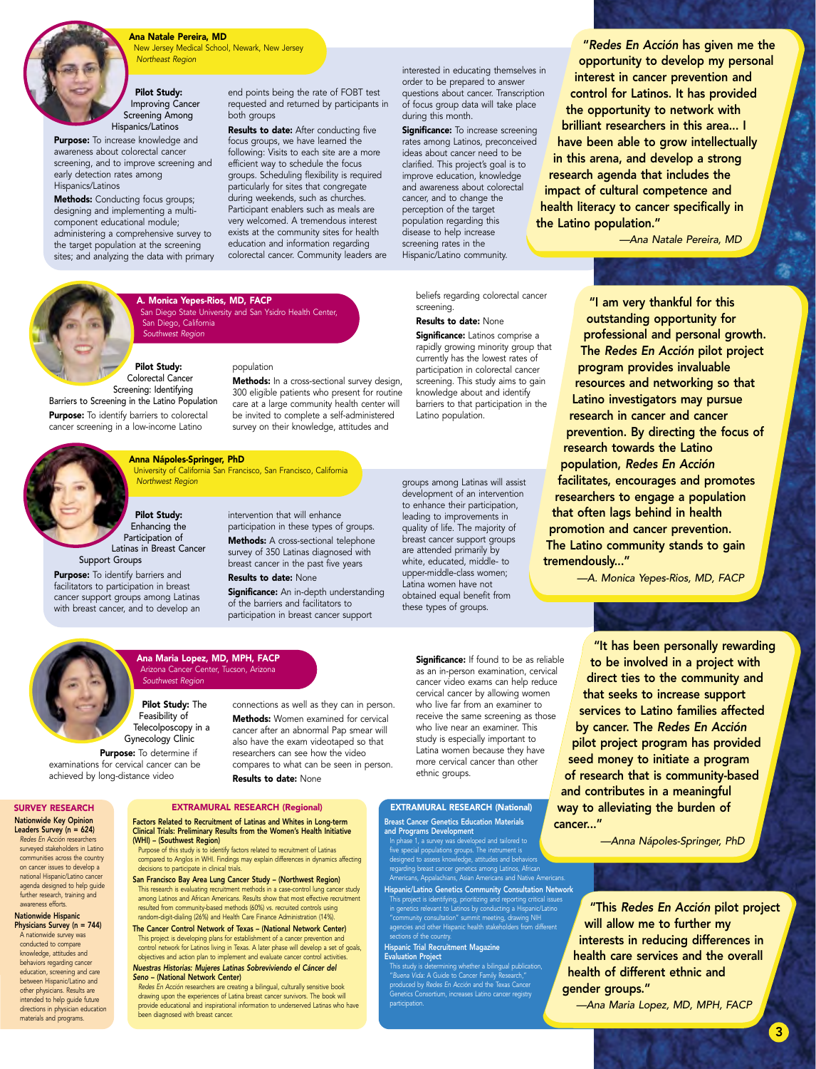## Ana Natale Pereira, MD

New Jersey Medical School, Newark, New Jersey
*Northeast Region*

**Pilot Study:** Improving Cancer Screening Among Hispanics/Latinos

**Purpose:** To increase knowledge and awareness about colorectal cancer screening, and to improve screening and early detection rates among Hispanics/Latinos

**Methods:** Conducting focus groups; designing and implementing a multi-component educational module; administering a comprehensive survey to the target population at the screening sites; and analyzing the data with primary end points being the rate of FOBT test requested and returned by participants in both groups

**Results to date:** After conducting five focus groups, we have learned the following: Visits to each site are a more efficient way to schedule the focus groups. Scheduling flexibility is required particularly for sites that congregate during weekends, such as churches. Participant enablers such as meals are very welcomed. A tremendous interest exists at the community sites for health education and information regarding colorectal cancer. Community leaders are interested in educating themselves in order to be prepared to answer questions about cancer. Transcription of focus group data will take place during this month.

**Significance:** To increase screening rates among Latinos, preconceived ideas about cancer need to be clarified. This project's goal is to improve education, knowledge and awareness about colorectal cancer, and to change the perception of the target population regarding this disease to help increase screening rates in the Hispanic/Latino community.

> "*Redes En Acción* has given me the opportunity to develop my personal interest in cancer prevention and control for Latinos. It has provided the opportunity to network with brilliant researchers in this area... I have been able to grow intellectually in this arena, and develop a strong research agenda that includes the impact of cultural competence and health literacy to cancer specifically in the Latino population."
>
> —*Ana Natale Pereira, MD*

## A. Monica Yepes-Rios, MD, FACP

San Diego State University and San Ysidro Health Center, San Diego, California
*Southwest Region*

**Pilot Study:** Colorectal Cancer Screening: Identifying Barriers to Screening in the Latino Population

**Purpose:** To identify barriers to colorectal cancer screening in a low-income Latino population

**Methods:** In a cross-sectional survey design, 300 eligible patients who present for routine care at a large community health center will be invited to complete a self-administered survey on their knowledge, attitudes and beliefs regarding colorectal cancer screening.

**Results to date:** None

**Significance:** Latinos comprise a rapidly growing minority group that currently has the lowest rates of participation in colorectal cancer screening. This study aims to gain knowledge about and identify barriers to that participation in the Latino population.

> "I am very thankful for this outstanding opportunity for professional and personal growth. The *Redes En Acción* pilot project program provides invaluable resources and networking so that Latino investigators may pursue research in cancer and cancer prevention. By directing the focus of research towards the Latino population, *Redes En Acción* facilitates, encourages and promotes researchers to engage a population that often lags behind in health promotion and cancer prevention. The Latino community stands to gain tremendously..."
>
> —*A. Monica Yepes-Rios, MD, FACP*

## Anna Nápoles-Springer, PhD

University of California San Francisco, San Francisco, California
*Northwest Region*

**Pilot Study:** Enhancing the Participation of Latinas in Breast Cancer Support Groups

**Purpose:** To identify barriers and facilitators to participation in breast cancer support groups among Latinas with breast cancer, and to develop an intervention that will enhance participation in these types of groups.

**Methods:** A cross-sectional telephone survey of 350 Latinas diagnosed with breast cancer in the past five years

**Results to date:** None

**Significance:** An in-depth understanding of the barriers and facilitators to participation in breast cancer support groups among Latinas will assist development of an intervention to enhance their participation, leading to improvements in quality of life. The majority of breast cancer support groups are attended primarily by white, educated, middle- to upper-middle-class women; Latina women have not obtained equal benefit from these types of groups.

> "It has been personally rewarding to be involved in a project with direct ties to the community and that seeks to increase support services to Latino families affected by cancer. The *Redes En Acción* pilot project program has provided seed money to initiate a program of research that is community-based and contributes in a meaningful way to alleviating the burden of cancer..."
>
> —*Anna Nápoles-Springer, PhD*

## Ana Maria Lopez, MD, MPH, FACP

Arizona Cancer Center, Tucson, Arizona
*Southwest Region*

**Pilot Study:** The Feasibility of Telecolposcopy in a Gynecology Clinic

**Purpose:** To determine if examinations for cervical cancer can be achieved by long-distance video connections as well as they can in person.

**Methods:** Women examined for cervical cancer after an abnormal Pap smear will also have the exam videotaped so that researchers can see how the video compares to what can be seen in person.

**Results to date:** None

**Significance:** If found to be as reliable as an in-person examination, cervical cancer video exams can help reduce cervical cancer by allowing women who live far from an examiner to receive the same screening as those who live near an examiner. This study is especially important to Latina women because they have more cervical cancer than other ethnic groups.

> "This *Redes En Acción* pilot project will allow me to further my interests in reducing differences in health care services and the overall health of different ethnic and gender groups."
>
> —*Ana Maria Lopez, MD, MPH, FACP*

### SURVEY RESEARCH

**Nationwide Key Opinion Leaders Survey (n = 624)**
*Redes En Acción* researchers surveyed stakeholders in Latino communities across the country on cancer issues to develop a national Hispanic/Latino cancer agenda designed to help guide further research, training and awareness efforts.

**Nationwide Hispanic Physicians Survey (n = 744)**
A nationwide survey was conducted to compare knowledge, attitudes and behaviors regarding cancer education, screening and care between Hispanic/Latino and other physicians. Results are intended to help guide future directions in physician education materials and programs.

### EXTRAMURAL RESEARCH (Regional)

**Factors Related to Recruitment of Latinas and Whites in Long-term Clinical Trials: Preliminary Results from the Women's Health Initiative (WHI) – (Southwest Region)**
Purpose of this study is to identify factors related to recruitment of Latinas compared to Anglos in WHI. Findings may explain differences in dynamics affecting decisions to participate in clinical trials.

**San Francisco Bay Area Lung Cancer Study – (Northwest Region)**
This research is evaluating recruitment methods in a case-control lung cancer study among Latinos and African Americans. Results show that most effective recruitment resulted from community-based methods (60%) vs. recruited controls using random-digit-dialing (26%) and Health Care Finance Administration (14%).

**The Cancer Control Network of Texas – (National Network Center)**
This project is developing plans for establishment of a cancer prevention and control network for Latinos living in Texas. A later phase will develop a set of goals, objectives and action plan to implement and evaluate cancer control activities.

***Nuestras Historias: Mujeres Latinas Sobreviviendo el Cáncer del Seno* – (National Network Center)**
*Redes En Acción* researchers are creating a bilingual, culturally sensitive book drawing upon the experiences of Latina breast cancer survivors. The book will provide educational and inspirational information to underserved Latinas who have been diagnosed with breast cancer.

### EXTRAMURAL RESEARCH (National)

**Breast Cancer Genetics Education Materials and Programs Development**
In phase 1, a survey was developed and tailored to five special populations groups. The instrument is designed to assess knowledge, attitudes and behaviors regarding breast cancer genetics among Latinos, African Americans, Appalachians, Asian Americans and Native Americans.

**Hispanic/Latino Genetics Community Consultation Network**
This project is identifying, prioritizing and reporting critical issues in genetics relevant to Latinos by conducting a Hispanic/Latino "community consultation" summit meeting, drawing NIH agencies and other Hispanic health stakeholders from different sections of the country.

**Hispanic Trial Recruitment Magazine Evaluation Project**
This study is determining whether a bilingual publication, "*Buena Vida:* A Guide to Cancer Family Research," produced by *Redes En Acción* and the Texas Cancer Genetics Consortium, increases Latino cancer registry participation.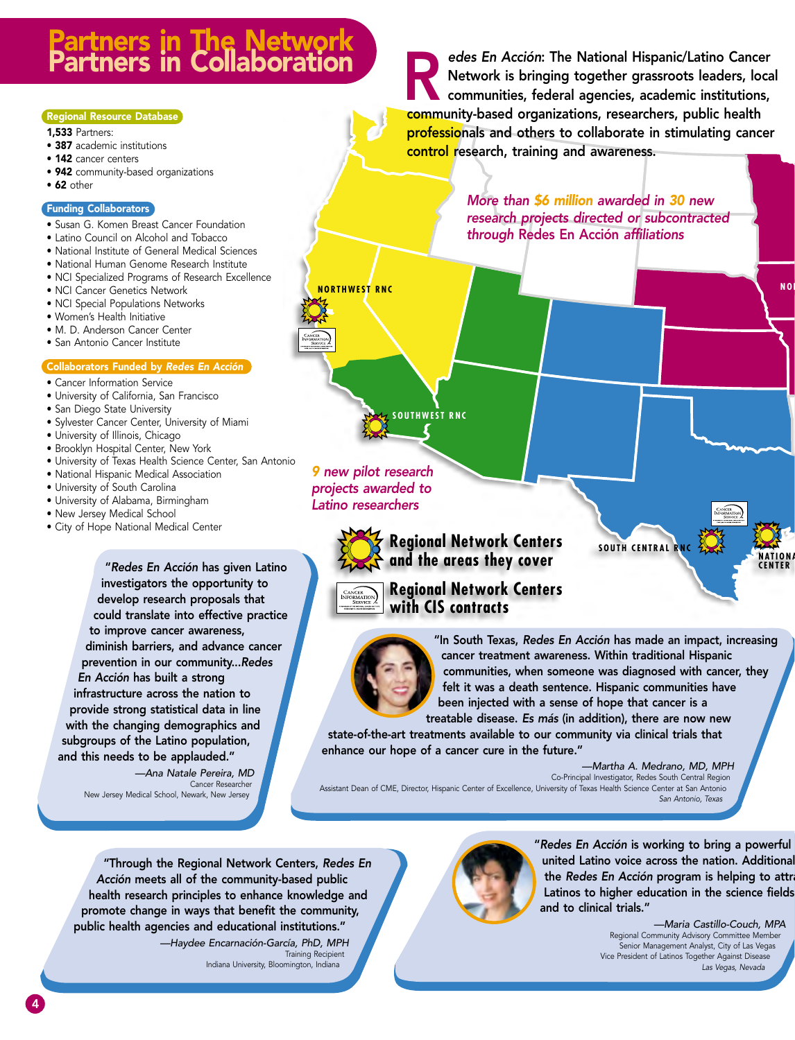# Partners in The Network
# Partners in Collaboration

**Redes En Acción**: The National Hispanic/Latino Cancer Network is bringing together grassroots leaders, local communities, federal agencies, academic institutions, community-based organizations, researchers, public health professionals and others to collaborate in stimulating cancer control research, training and awareness.

## Regional Resource Database

**1,533** Partners:
- **387** academic institutions
- **142** cancer centers
- **942** community-based organizations
- **62** other

## Funding Collaborators

- Susan G. Komen Breast Cancer Foundation
- Latino Council on Alcohol and Tobacco
- National Institute of General Medical Sciences
- National Human Genome Research Institute
- NCI Specialized Programs of Research Excellence
- NCI Cancer Genetics Network
- NCI Special Populations Networks
- Women's Health Initiative
- M. D. Anderson Cancer Center
- San Antonio Cancer Institute

## Collaborators Funded by *Redes En Acción*

- Cancer Information Service
- University of California, San Francisco
- San Diego State University
- Sylvester Cancer Center, University of Miami
- University of Illinois, Chicago
- Brooklyn Hospital Center, New York
- University of Texas Health Science Center, San Antonio
- National Hispanic Medical Association
- University of South Carolina
- University of Alabama, Birmingham
- New Jersey Medical School
- City of Hope National Medical Center

*More than $6 million awarded in 30 new research projects directed or subcontracted through Redes En Acción affiliations*

*9 new pilot research projects awarded to Latino researchers*

NORTHWEST RNC

SOUTHWEST RNC

SOUTH CENTRAL RNC

NATIONAL CENTER

**Regional Network Centers and the areas they cover**

**Regional Network Centers with CIS contracts**

"*Redes En Acción* has given Latino investigators the opportunity to develop research proposals that could translate into effective practice to improve cancer awareness, diminish barriers, and advance cancer prevention in our community...*Redes En Acción* has built a strong infrastructure across the nation to provide strong statistical data in line with the changing demographics and subgroups of the Latino population, and this needs to be applauded."

—*Ana Natale Pereira, MD*
Cancer Researcher
New Jersey Medical School, Newark, New Jersey

"In South Texas, *Redes En Acción* has made an impact, increasing cancer treatment awareness. Within traditional Hispanic communities, when someone was diagnosed with cancer, they felt it was a death sentence. Hispanic communities have been injected with a sense of hope that cancer is a treatable disease. *Es más* (in addition), there are now new state-of-the-art treatments available to our community via clinical trials that enhance our hope of a cancer cure in the future."

—*Martha A. Medrano, MD, MPH*
Co-Principal Investigator, Redes South Central Region
Assistant Dean of CME, Director, Hispanic Center of Excellence, University of Texas Health Science Center at San Antonio
*San Antonio, Texas*

"Through the Regional Network Centers, *Redes En Acción* meets all of the community-based public health research principles to enhance knowledge and promote change in ways that benefit the community, public health agencies and educational institutions."

—*Haydee Encarnación-García, PhD, MPH*
Training Recipient
Indiana University, Bloomington, Indiana

"*Redes En Acción* is working to bring a powerful united Latino voice across the nation. Additional the *Redes En Acción* program is helping to attr Latinos to higher education in the science fields and to clinical trials."

—*Maria Castillo-Couch, MPA*
Regional Community Advisory Committee Member
Senior Management Analyst, City of Las Vegas
Vice President of Latinos Together Against Disease
*Las Vegas, Nevada*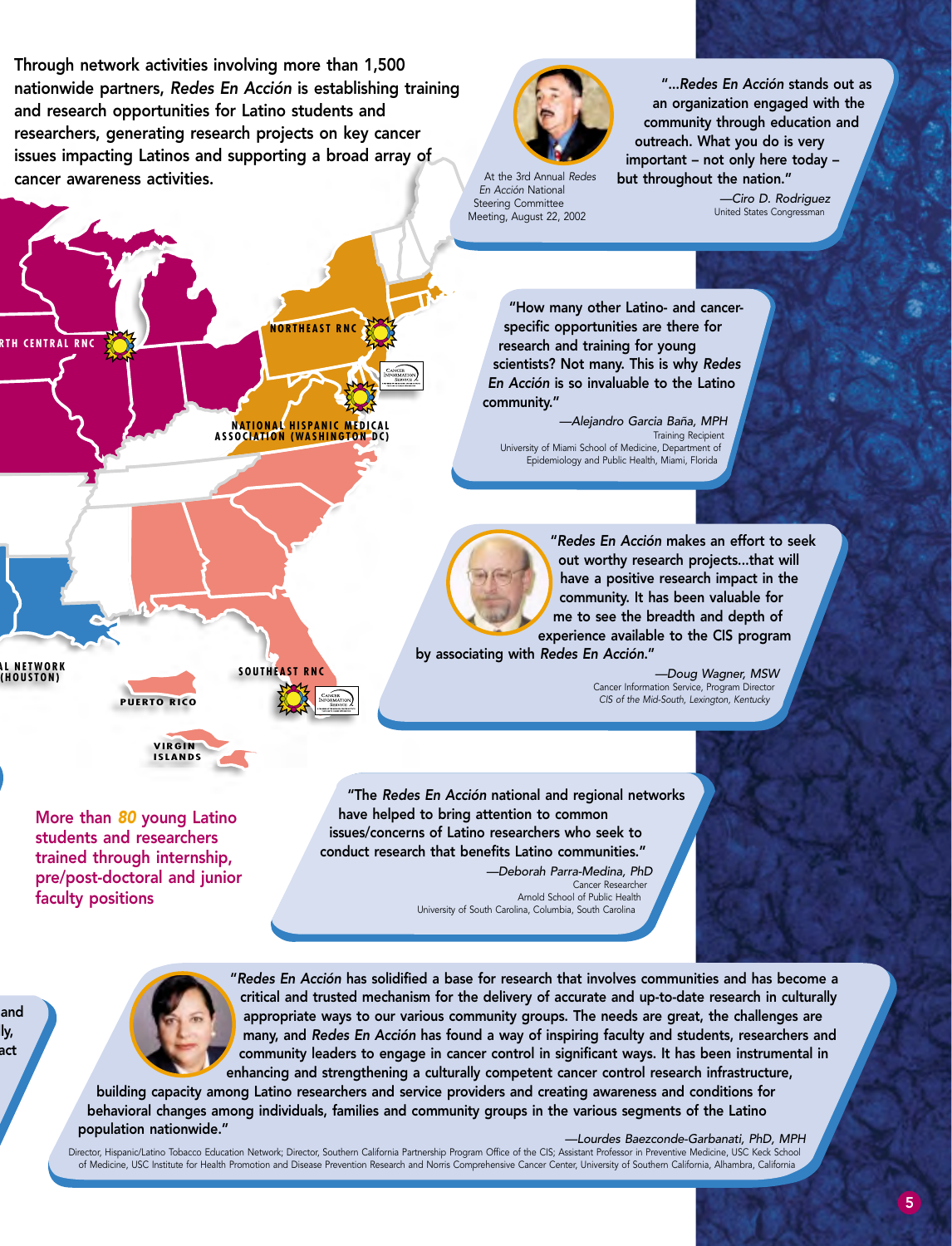Through network activities involving more than 1,500 nationwide partners, *Redes En Acción* is establishing training and research opportunities for Latino students and researchers, generating research projects on key cancer issues impacting Latinos and supporting a broad array of cancer awareness activities.

RTH CENTRAL RNC

NORTHEAST RNC

NATIONAL HISPANIC MEDICAL ASSOCIATION (WASHINGTON DC)

L NETWORK (HOUSTON)

SOUTHEAST RNC

PUERTO RICO

VIRGIN ISLANDS

"...*Redes En Acción* stands out as an organization engaged with the community through education and outreach. What you do is very important – not only here today – but throughout the nation."

—Ciro D. Rodriguez
United States Congressman

At the 3rd Annual *Redes En Acción* National Steering Committee Meeting, August 22, 2002

"How many other Latino- and cancer-specific opportunities are there for research and training for young scientists? Not many. This is why *Redes En Acción* is so invaluable to the Latino community."

—Alejandro Garcia Baña, MPH
Training Recipient
University of Miami School of Medicine, Department of Epidemiology and Public Health, Miami, Florida

"*Redes En Acción* makes an effort to seek out worthy research projects...that will have a positive research impact in the community. It has been valuable for me to see the breadth and depth of experience available to the CIS program by associating with *Redes En Acción.*"

—Doug Wagner, MSW
Cancer Information Service, Program Director
*CIS of the Mid-South, Lexington, Kentucky*

More than ***80*** young Latino students and researchers trained through internship, pre/post-doctoral and junior faculty positions

"The *Redes En Acción* national and regional networks have helped to bring attention to common issues/concerns of Latino researchers who seek to conduct research that benefits Latino communities."

—Deborah Parra-Medina, PhD
Cancer Researcher
Arnold School of Public Health
University of South Carolina, Columbia, South Carolina

"*Redes En Acción* has solidified a base for research that involves communities and has become a critical and trusted mechanism for the delivery of accurate and up-to-date research in culturally appropriate ways to our various community groups. The needs are great, the challenges are many, and *Redes En Acción* has found a way of inspiring faculty and students, researchers and community leaders to engage in cancer control in significant ways. It has been instrumental in enhancing and strengthening a culturally competent cancer control research infrastructure, building capacity among Latino researchers and service providers and creating awareness and conditions for behavioral changes among individuals, families and community groups in the various segments of the Latino population nationwide."

—Lourdes Baezconde-Garbanati, PhD, MPH
Director, Hispanic/Latino Tobacco Education Network; Director, Southern California Partnership Program Office of the CIS; Assistant Professor in Preventive Medicine, USC Keck School of Medicine, USC Institute for Health Promotion and Disease Prevention Research and Norris Comprehensive Cancer Center, University of Southern California, Alhambra, California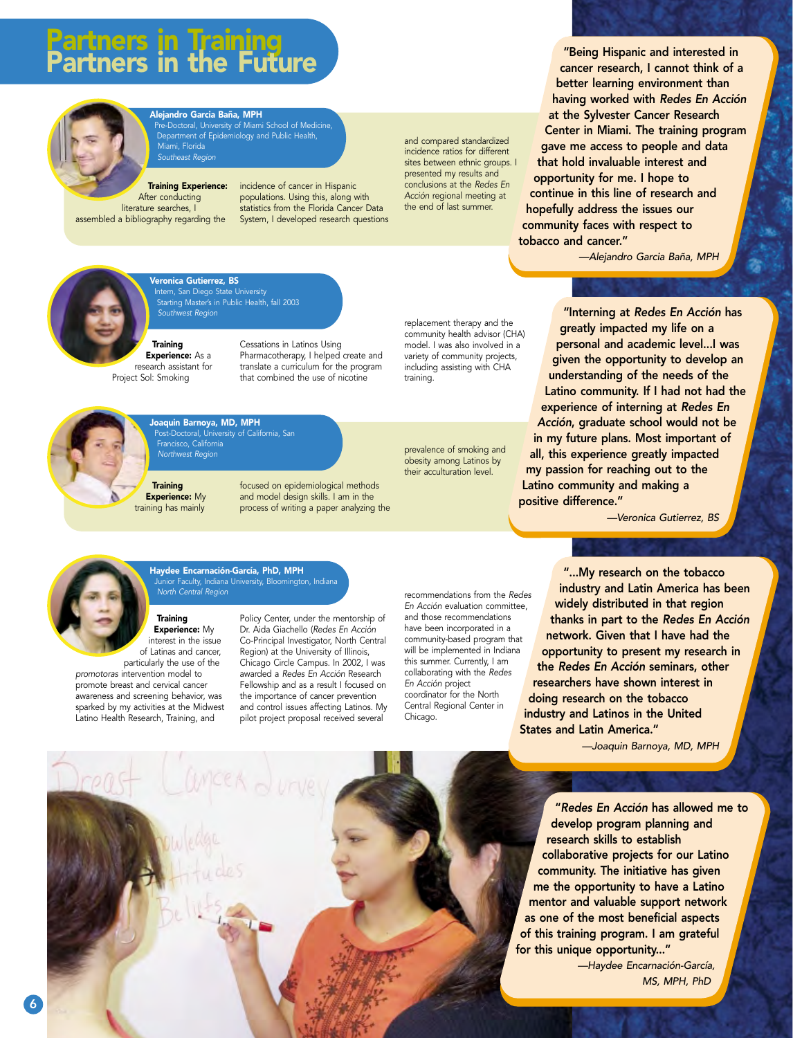# Partners in Training Partners in the Future

**Alejandro Garcia Baña, MPH**
Pre-Doctoral, University of Miami School of Medicine, Department of Epidemiology and Public Health, Miami, Florida
*Southeast Region*

**Training Experience:** After conducting literature searches, I assembled a bibliography regarding the incidence of cancer in Hispanic populations. Using this, along with statistics from the Florida Cancer Data System, I developed research questions and compared standardized incidence ratios for different sites between ethnic groups. I presented my results and conclusions at the *Redes En Acción* regional meeting at the end of last summer.

"Being Hispanic and interested in cancer research, I cannot think of a better learning environment than having worked with *Redes En Acción* at the Sylvester Cancer Research Center in Miami. The training program gave me access to people and data that hold invaluable interest and opportunity for me. I hope to continue in this line of research and hopefully address the issues our community faces with respect to tobacco and cancer."

*—Alejandro Garcia Baña, MPH*

**Veronica Gutierrez, BS**
Intern, San Diego State University
Starting Master's in Public Health, fall 2003
*Southwest Region*

**Training Experience:** As a research assistant for Project Sol: Smoking Cessations in Latinos Using Pharmacotherapy, I helped create and translate a curriculum for the program that combined the use of nicotine replacement therapy and the community health advisor (CHA) model. I was also involved in a variety of community projects, including assisting with CHA training.

"Interning at *Redes En Acción* has greatly impacted my life on a personal and academic level...I was given the opportunity to develop an understanding of the needs of the Latino community. If I had not had the experience of interning at *Redes En Acción*, graduate school would not be in my future plans. Most important of all, this experience greatly impacted my passion for reaching out to the Latino community and making a positive difference."

*—Veronica Gutierrez, BS*

**Joaquin Barnoya, MD, MPH**
Post-Doctoral, University of California, San Francisco, California
*Northwest Region*

**Training Experience:** My training has mainly focused on epidemiological methods and model design skills. I am in the process of writing a paper analyzing the prevalence of smoking and obesity among Latinos by their acculturation level.

"...My research on the tobacco industry and Latin America has been widely distributed in that region thanks in part to the *Redes En Acción* network. Given that I have had the opportunity to present my research in the *Redes En Acción* seminars, other researchers have shown interest in doing research on the tobacco industry and Latinos in the United States and Latin America."

*—Joaquin Barnoya, MD, MPH*

**Haydee Encarnación-García, PhD, MPH**
Junior Faculty, Indiana University, Bloomington, Indiana
*North Central Region*

**Training Experience:** My interest in the issue of Latinas and cancer, particularly the use of the *promotoras* intervention model to promote breast and cervical cancer awareness and screening behavior, was sparked by my activities at the Midwest Latino Health Research, Training, and Policy Center, under the mentorship of Dr. Aida Giachello (*Redes En Acción* Co-Principal Investigator, North Central Region) at the University of Illinois, Chicago Circle Campus. In 2002, I was awarded a *Redes En Acción* Research Fellowship and as a result I focused on the importance of cancer prevention and control issues affecting Latinos. My pilot project proposal received several recommendations from the *Redes En Acción* evaluation committee, and those recommendations have been incorporated in a community-based program that will be implemented in Indiana this summer. Currently, I am collaborating with the *Redes En Acción* project coordinator for the North Central Regional Center in Chicago.

"*Redes En Acción* has allowed me to develop program planning and research skills to establish collaborative projects for our Latino community. The initiative has given me the opportunity to have a Latino mentor and valuable support network as one of the most beneficial aspects of this training program. I am grateful for this unique opportunity..."

*—Haydee Encarnación-García, MS, MPH, PhD*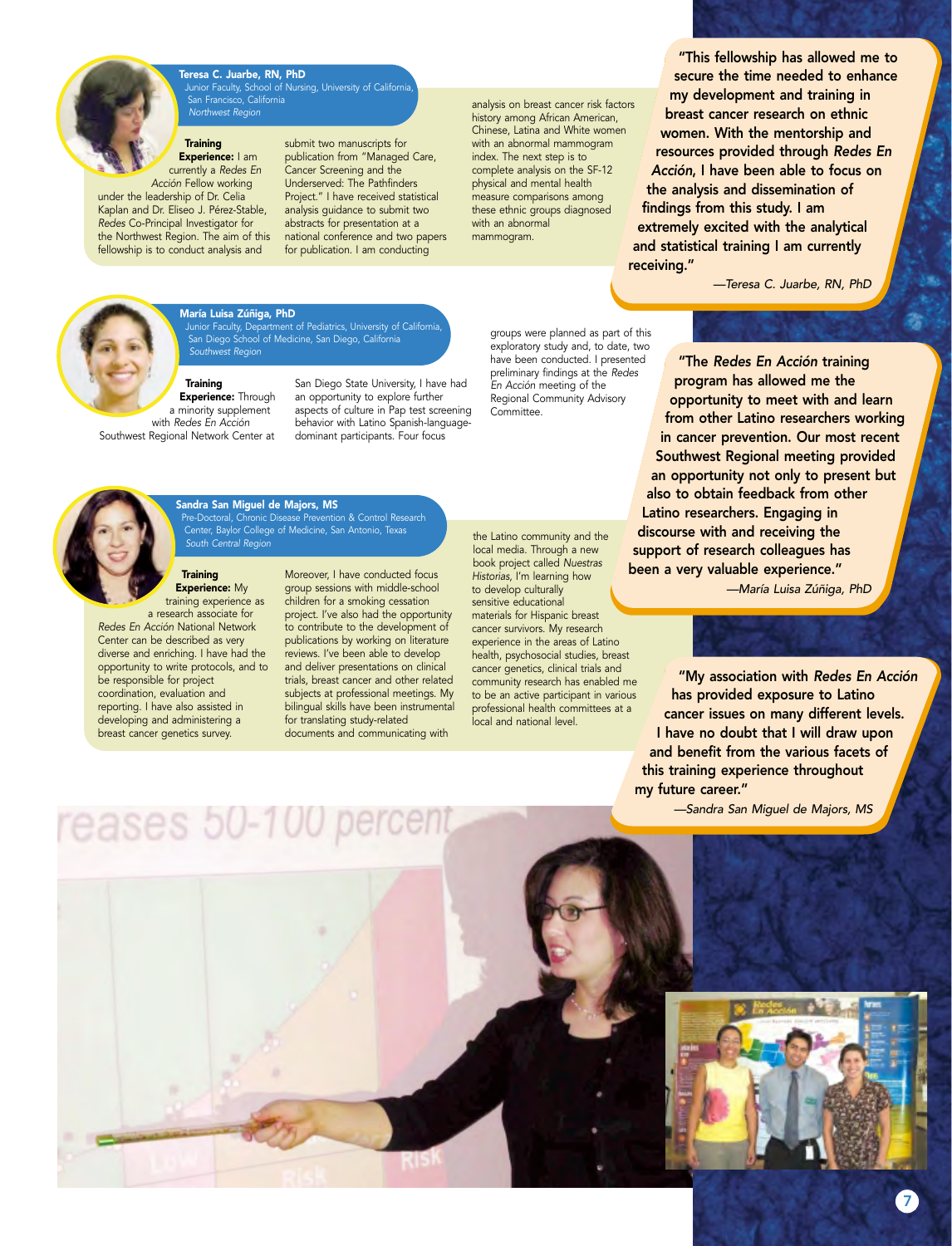### Teresa C. Juarbe, RN, PhD

Junior Faculty, School of Nursing, University of California, San Francisco, California

*Northwest Region*

**Training Experience:** I am currently a *Redes En Acción* Fellow working under the leadership of Dr. Celia Kaplan and Dr. Eliseo J. Pérez-Stable, *Redes* Co-Principal Investigator for the Northwest Region. The aim of this fellowship is to conduct analysis and submit two manuscripts for publication from "Managed Care, Cancer Screening and the Underserved: The Pathfinders Project." I have received statistical analysis guidance to submit two abstracts for presentation at a national conference and two papers for publication. I am conducting analysis on breast cancer risk factors history among African American, Chinese, Latina and White women with an abnormal mammogram index. The next step is to complete analysis on the SF-12 physical and mental health measure comparisons among these ethnic groups diagnosed with an abnormal mammogram.

"This fellowship has allowed me to secure the time needed to enhance my development and training in breast cancer research on ethnic women. With the mentorship and resources provided through *Redes En Acción*, I have been able to focus on the analysis and dissemination of findings from this study. I am extremely excited with the analytical and statistical training I am currently receiving."

*—Teresa C. Juarbe, RN, PhD*

### María Luisa Zúñiga, PhD

Junior Faculty, Department of Pediatrics, University of California, San Diego School of Medicine, San Diego, California

*Southwest Region*

**Training Experience:** Through a minority supplement with *Redes En Acción* Southwest Regional Network Center at San Diego State University, I have had an opportunity to explore further aspects of culture in Pap test screening behavior with Latino Spanish-language-dominant participants. Four focus groups were planned as part of this exploratory study and, to date, two have been conducted. I presented preliminary findings at the *Redes En Acción* meeting of the Regional Community Advisory Committee.

"The *Redes En Acción* training program has allowed me the opportunity to meet with and learn from other Latino researchers working in cancer prevention. Our most recent Southwest Regional meeting provided an opportunity not only to present but also to obtain feedback from other Latino researchers. Engaging in discourse with and receiving the support of research colleagues has been a very valuable experience."

*—María Luisa Zúñiga, PhD*

### Sandra San Miguel de Majors, MS

Pre-Doctoral, Chronic Disease Prevention & Control Research Center, Baylor College of Medicine, San Antonio, Texas

*South Central Region*

**Training Experience:** My training experience as a research associate for *Redes En Acción* National Network Center can be described as very diverse and enriching. I have had the opportunity to write protocols, and to be responsible for project coordination, evaluation and reporting. I have also assisted in developing and administering a breast cancer genetics survey. Moreover, I have conducted focus group sessions with middle-school children for a smoking cessation project. I've also had the opportunity to contribute to the development of publications by working on literature reviews. I've been able to develop and deliver presentations on clinical trials, breast cancer and other related subjects at professional meetings. My bilingual skills have been instrumental for translating study-related documents and communicating with the Latino community and the local media. Through a new book project called *Nuestras Historias*, I'm learning how to develop culturally sensitive educational materials for Hispanic breast cancer survivors. My research experience in the areas of Latino health, psychosocial studies, breast cancer genetics, clinical trials and community research has enabled me to be an active participant in various professional health committees at a local and national level.

"My association with *Redes En Acción* has provided exposure to Latino cancer issues on many different levels. I have no doubt that I will draw upon and benefit from the various facets of this training experience throughout my future career."

*—Sandra San Miguel de Majors, MS*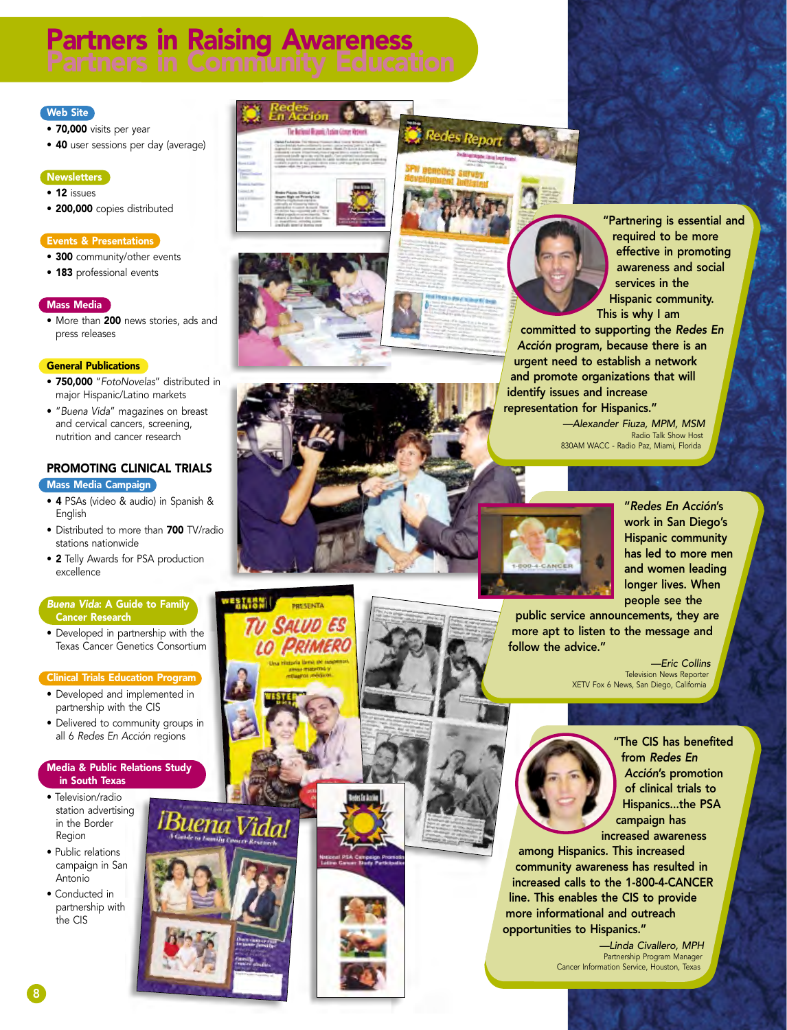# Partners in Raising Awareness
## Partners in Community Education

**Web Site**

- **70,000** visits per year
- **40** user sessions per day (average)

**Newsletters**

- **12** issues
- **200,000** copies distributed

**Events & Presentations**

- **300** community/other events
- **183** professional events

**Mass Media**

- More than **200** news stories, ads and press releases

**General Publications**

- **750,000** "*FotoNovelas*" distributed in major Hispanic/Latino markets
- "*Buena Vida*" magazines on breast and cervical cancers, screening, nutrition and cancer research

### PROMOTING CLINICAL TRIALS

**Mass Media Campaign**

- **4** PSAs (video & audio) in Spanish & English
- Distributed to more than **700** TV/radio stations nationwide
- **2** Telly Awards for PSA production excellence

***Buena Vida*: A Guide to Family Cancer Research**

- Developed in partnership with the Texas Cancer Genetics Consortium

**Clinical Trials Education Program**

- Developed and implemented in partnership with the CIS
- Delivered to community groups in all 6 *Redes En Acción* regions

**Media & Public Relations Study in South Texas**

- Television/radio station advertising in the Border Region
- Public relations campaign in San Antonio
- Conducted in partnership with the CIS

"Partnering is essential and required to be more effective in promoting awareness and social services in the Hispanic community. This is why I am committed to supporting the *Redes En Acción* program, because there is an urgent need to establish a network and promote organizations that will identify issues and increase representation for Hispanics."

*—Alexander Fiuza, MPM, MSM*
Radio Talk Show Host
830AM WACC - Radio Paz, Miami, Florida

"*Redes En Acción*'s work in San Diego's Hispanic community has led to more men and women leading longer lives. When people see the public service announcements, they are more apt to listen to the message and follow the advice."

*—Eric Collins*
Television News Reporter
XETV Fox 6 News, San Diego, California

"The CIS has benefited from *Redes En Acción*'s promotion of clinical trials to Hispanics...the PSA campaign has increased awareness among Hispanics. This increased community awareness has resulted in increased calls to the 1-800-4-CANCER line. This enables the CIS to provide more informational and outreach opportunities to Hispanics."

*—Linda Civallero, MPH*
Partnership Program Manager
Cancer Information Service, Houston, Texas